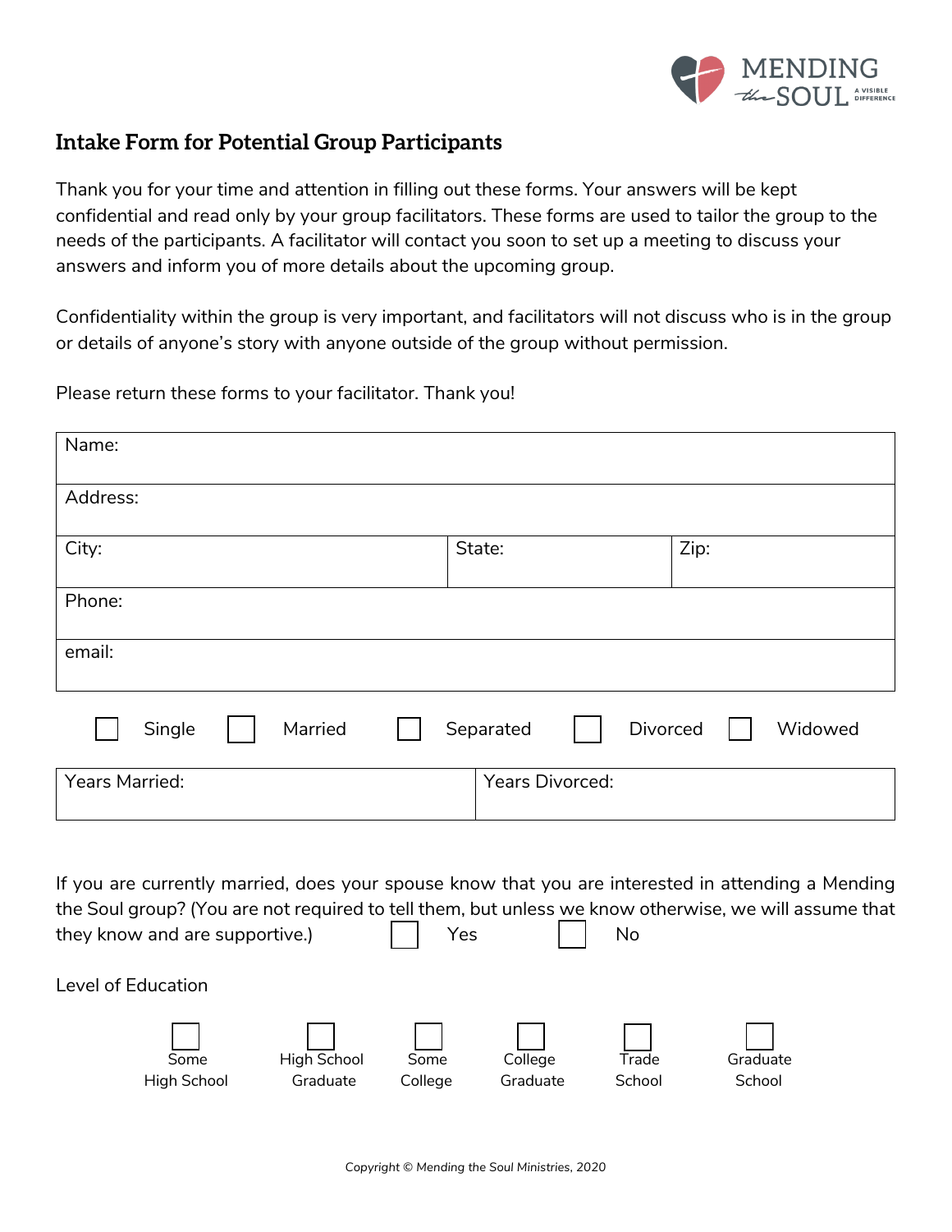## Intake Form for Potential Group Participants

Thank you for your time and attention in filling out these forms. Your answers will be kept confidential and read only by your group facilitators. These forms are used to tailor the group to the needs of the participants. A facilitator will contact you soon to set up a meeting to discuss your answers and inform you of more details about the upcoming group.

Confidentiality within the group is very important, and facilitators will not discuss who is in the group or details of anyone's story with anyone outside of the group without permission.

Please return these forms to your facilitator. Thank you!

| Name: | | |
|---|---|---|
| Address: | | |
| City: | State: | Zip: |
| Phone: | | |
| email: | | |

☐ Single ☐ Married ☐ Separated ☐ Divorced ☐ Widowed

| Years Married: | Years Divorced: |
|---|---|

If you are currently married, does your spouse know that you are interested in attending a Mending the Soul group? (You are not required to tell them, but unless we know otherwise, we will assume that they know and are supportive.) ☐ Yes ☐ No

Level of Education

☐ Some High School ☐ High School Graduate ☐ Some College ☐ College Graduate ☐ Trade School ☐ Graduate School

Copyright © Mending the Soul Ministries, 2020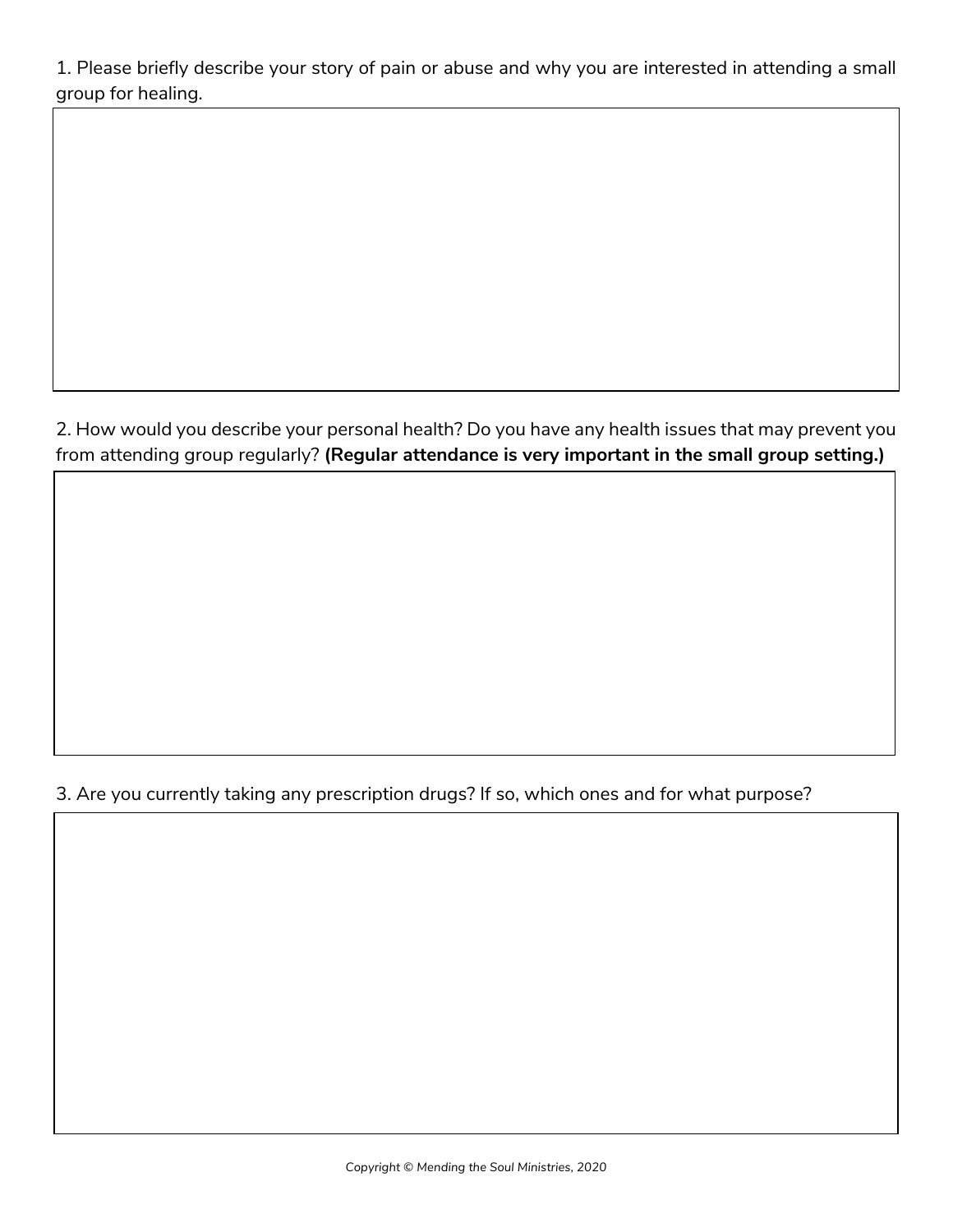1. Please briefly describe your story of pain or abuse and why you are interested in attending a small group for healing.

2. How would you describe your personal health? Do you have any health issues that may prevent you from attending group regularly? **(Regular attendance is very important in the small group setting.)**

3. Are you currently taking any prescription drugs? If so, which ones and for what purpose?

Copyright © Mending the Soul Ministries, 2020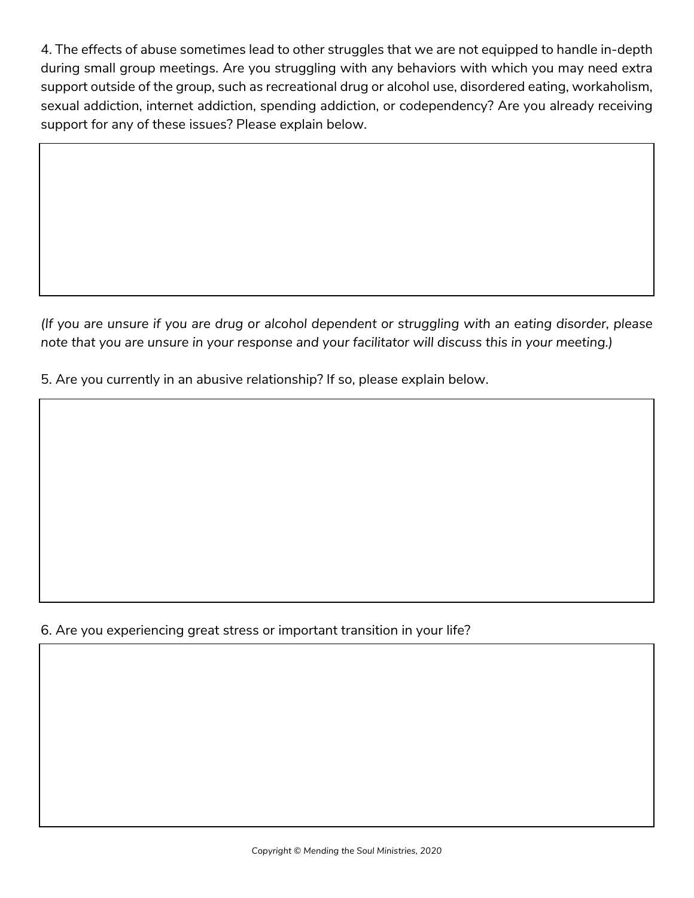4. The effects of abuse sometimes lead to other struggles that we are not equipped to handle in-depth during small group meetings. Are you struggling with any behaviors with which you may need extra support outside of the group, such as recreational drug or alcohol use, disordered eating, workaholism, sexual addiction, internet addiction, spending addiction, or codependency? Are you already receiving support for any of these issues? Please explain below.

*(If you are unsure if you are drug or alcohol dependent or struggling with an eating disorder, please note that you are unsure in your response and your facilitator will discuss this in your meeting.)*

5. Are you currently in an abusive relationship? If so, please explain below.

6. Are you experiencing great stress or important transition in your life?

Copyright © Mending the Soul Ministries, 2020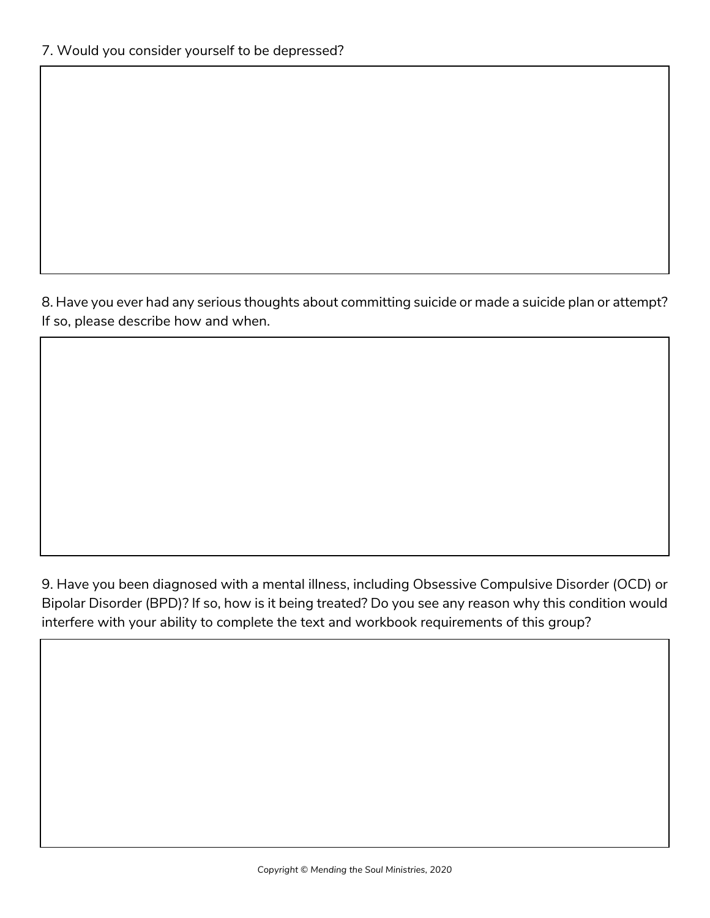7. Would you consider yourself to be depressed?

8. Have you ever had any serious thoughts about committing suicide or made a suicide plan or attempt? If so, please describe how and when.

9. Have you been diagnosed with a mental illness, including Obsessive Compulsive Disorder (OCD) or Bipolar Disorder (BPD)? If so, how is it being treated? Do you see any reason why this condition would interfere with your ability to complete the text and workbook requirements of this group?

Copyright © Mending the Soul Ministries, 2020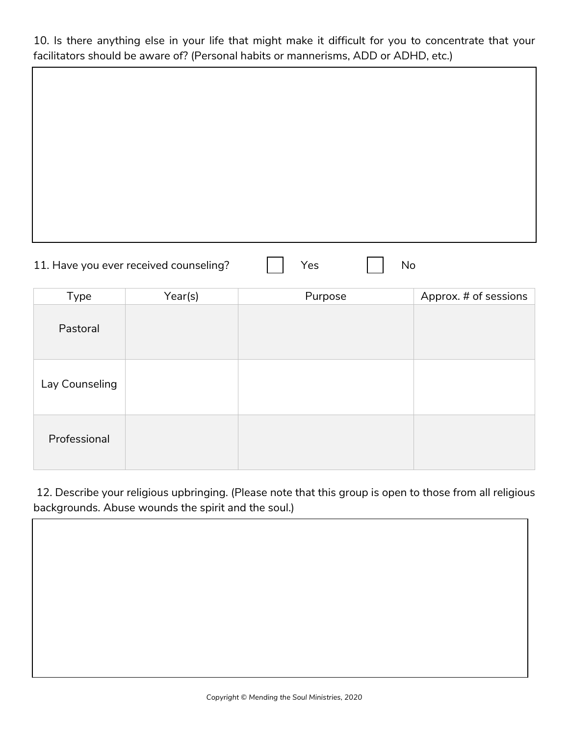10. Is there anything else in your life that might make it difficult for you to concentrate that your facilitators should be aware of? (Personal habits or mannerisms, ADD or ADHD, etc.)

11. Have you ever received counseling? ☐ Yes ☐ No

| Type | Year(s) | Purpose | Approx. # of sessions |
|---|---|---|---|
| Pastoral | | | |
| Lay Counseling | | | |
| Professional | | | |

12. Describe your religious upbringing. (Please note that this group is open to those from all religious backgrounds. Abuse wounds the spirit and the soul.)

Copyright © Mending the Soul Ministries, 2020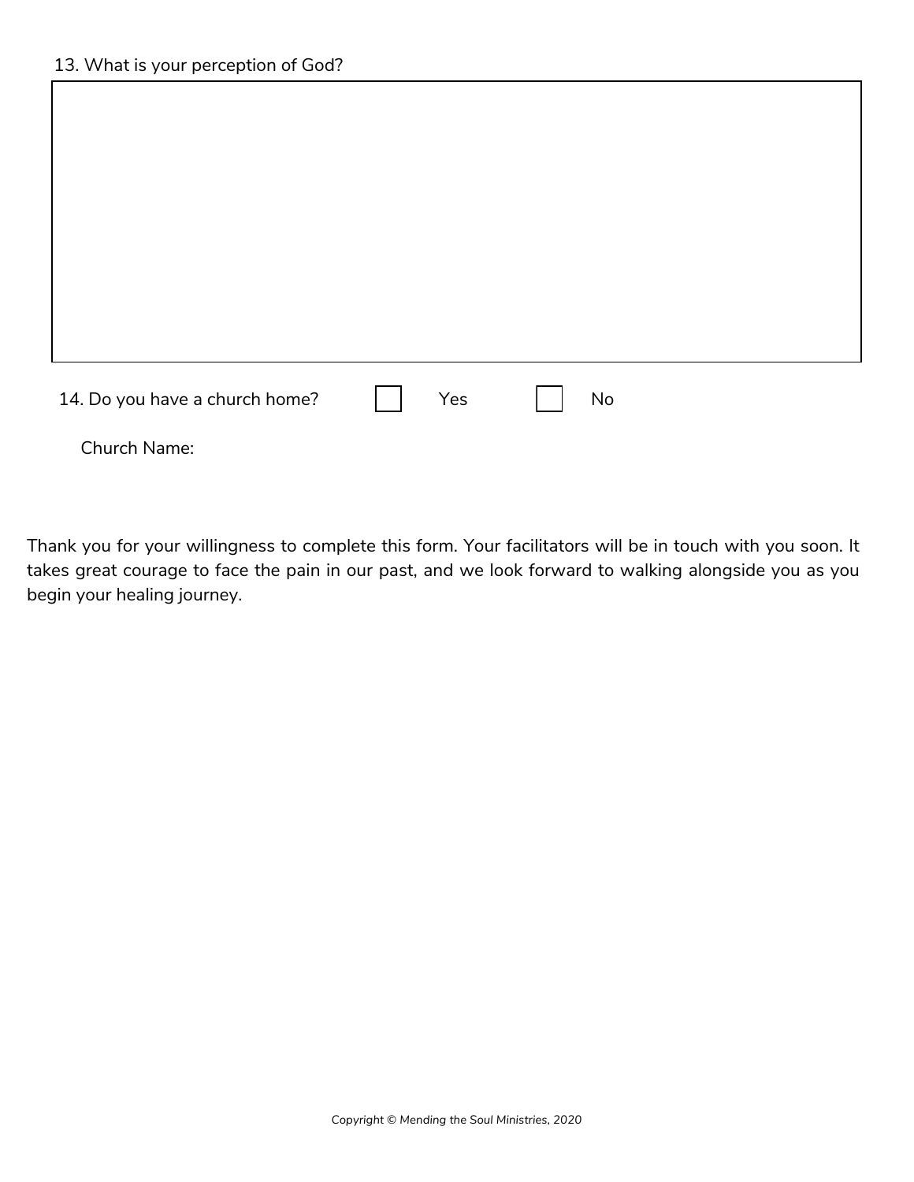13. What is your perception of God?

14. Do you have a church home? ☐ Yes ☐ No

Church Name:

Thank you for your willingness to complete this form. Your facilitators will be in touch with you soon. It takes great courage to face the pain in our past, and we look forward to walking alongside you as you begin your healing journey.

*Copyright © Mending the Soul Ministries, 2020*